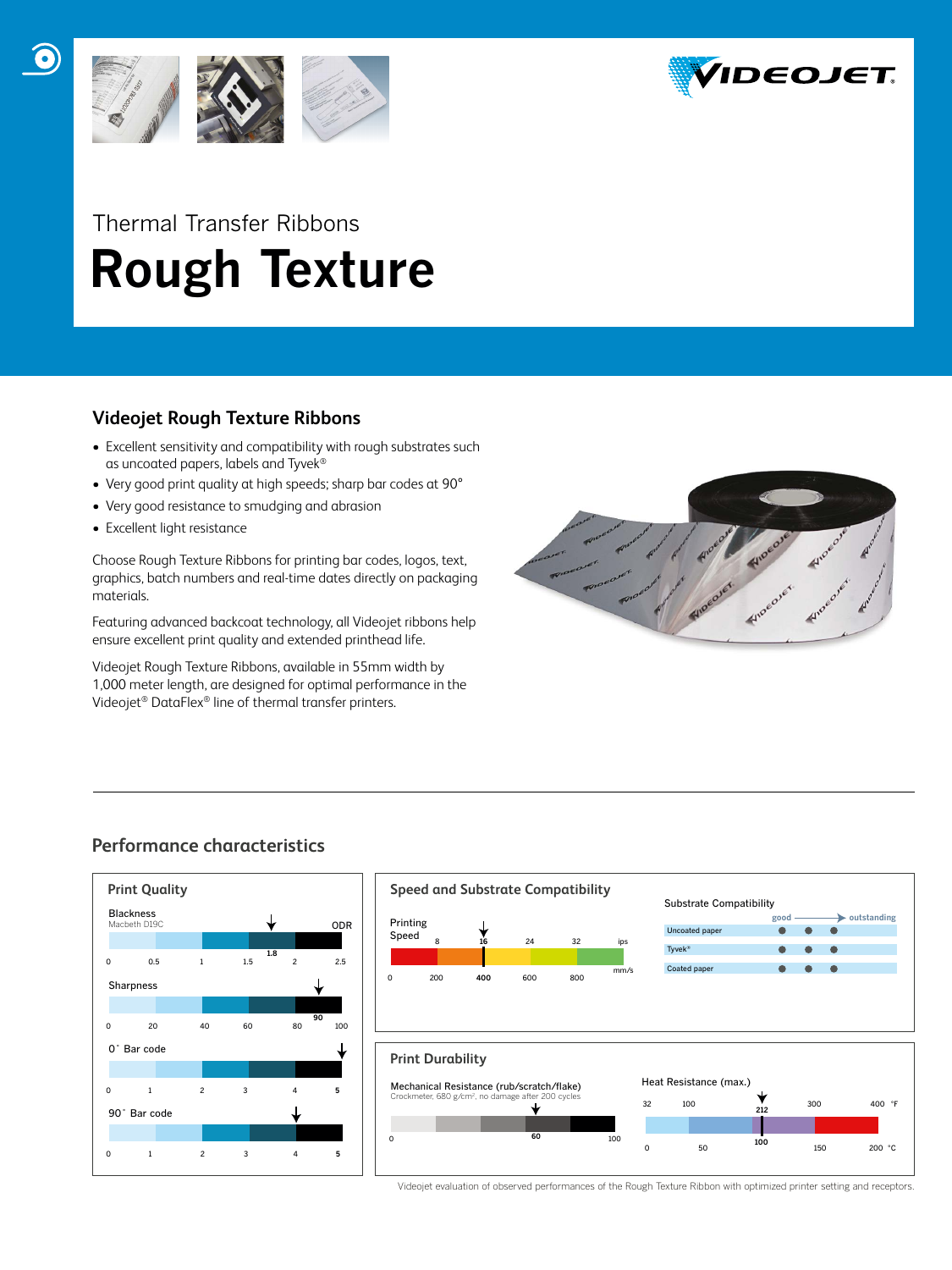Thermal Transfer Ribbons

# Rough Texture

## Videojet Rough Texture Ribbons

- Excellent sensitivity and compatibility with rough substrates such as uncoated papers, labels and Tyvek®
- Very good print quality at high speeds; sharp bar codes at 90°
- Very good resistance to smudging and abrasion
- Excellent light resistance

Choose Rough Texture Ribbons for printing bar codes, logos, text, graphics, batch numbers and real-time dates directly on packaging materials.

Featuring advanced backcoat technology, all Videojet ribbons help ensure excellent print quality and extended printhead life.

Videojet Rough Texture Ribbons, available in 55mm width by 1,000 meter length, are designed for optimal performance in the Videojet® DataFlex® line of thermal transfer printers.

## Performance characteristics

### Print Quality

Blackness (Macbeth D19C, ODR): 1.8 (scale 0 – 2.5)

Sharpness: 90 (scale 0 – 100)

0° Bar code: 5 (scale 0 – 5)

90° Bar code: 4 (scale 0 – 5)

### Speed and Substrate Compatibility

Printing Speed: 16 ips / 400 mm/s (scale 8 – 32 ips; 0 – 800 mm/s)

Substrate Compatibility (good → outstanding)

| Substrate | Rating |
|---|---|
| Uncoated paper | ● ● ● |
| Tyvek® | ● ● ● |
| Coated paper | ● ● ● |

### Print Durability

Mechanical Resistance (rub/scratch/flake): 60 (scale 0 – 100)
Crockmeter, 680 g/cm², no damage after 200 cycles

Heat Resistance (max.): 212 °F / 100 °C (scale 32 – 400 °F; 0 – 200 °C)

Videojet evaluation of observed performances of the Rough Texture Ribbon with optimized printer setting and receptors.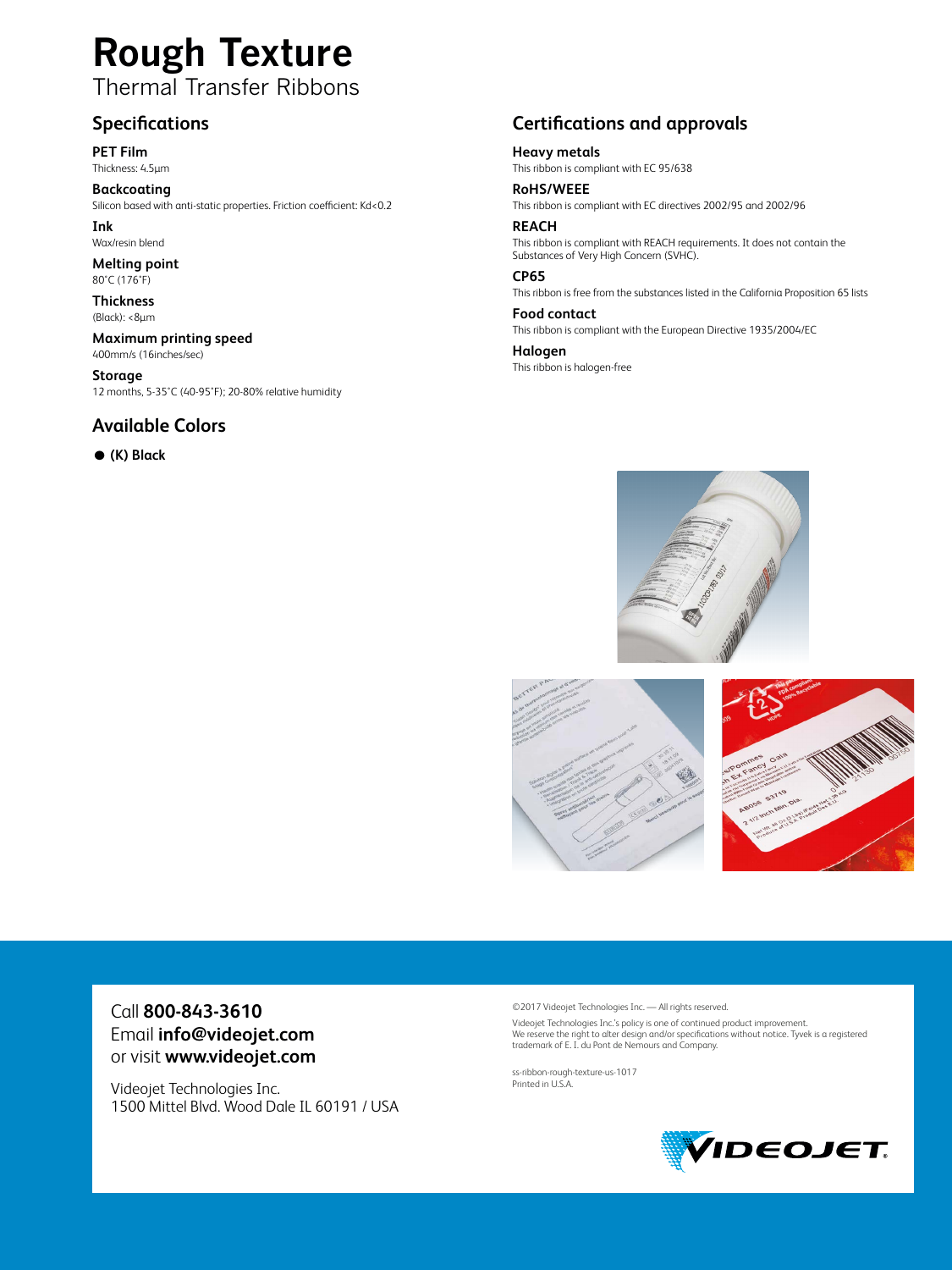# Rough Texture

Thermal Transfer Ribbons

## Specifications

**PET Film**
Thickness: 4.5µm

**Backcoating**
Silicon based with anti-static properties. Friction coefficient: Kd<0.2

**Ink**
Wax/resin blend

**Melting point**
80˚C (176˚F)

**Thickness**
(Black): <8µm

**Maximum printing speed**
400mm/s (16inches/sec)

**Storage**
12 months, 5-35˚C (40-95˚F); 20-80% relative humidity

## Available Colors

- **(K) Black**

## Certifications and approvals

**Heavy metals**
This ribbon is compliant with EC 95/638

**RoHS/WEEE**
This ribbon is compliant with EC directives 2002/95 and 2002/96

**REACH**
This ribbon is compliant with REACH requirements. It does not contain the Substances of Very High Concern (SVHC).

**CP65**
This ribbon is free from the substances listed in the California Proposition 65 lists

**Food contact**
This ribbon is compliant with the European Directive 1935/2004/EC

**Halogen**
This ribbon is halogen-free

Call **800-843-3610**
Email **info@videojet.com**
or visit **www.videojet.com**

Videojet Technologies Inc.
1500 Mittel Blvd. Wood Dale IL 60191 / USA

©2017 Videojet Technologies Inc. — All rights reserved.

Videojet Technologies Inc.'s policy is one of continued product improvement. We reserve the right to alter design and/or specifications without notice. Tyvek is a registered trademark of E. I. du Pont de Nemours and Company.

ss-ribbon-rough-texture-us-1017
Printed in U.S.A.